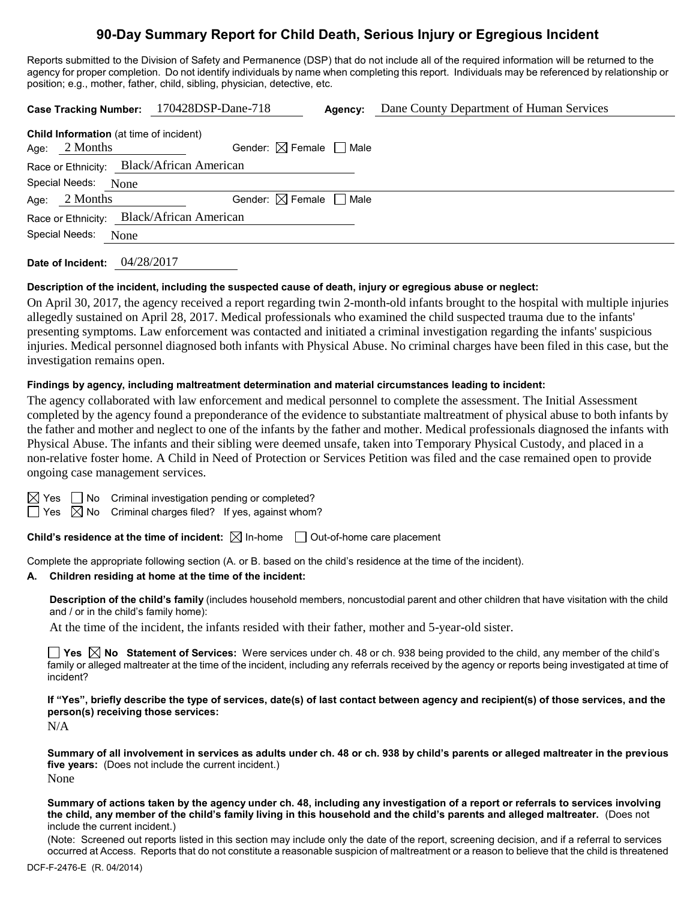# 90-Day Summary Report for Child Death, Serious Injury or Egregious Incident

Reports submitted to the Division of Safety and Permanence (DSP) that do not include all of the required information will be returned to the agency for proper completion. Do not identify individuals by name when completing this report. Individuals may be referenced by relationship or position; e.g., mother, father, child, sibling, physician, detective, etc.

**Case Tracking Number:** 170428DSP-Dane-718 **Agency:** Dane County Department of Human Services

**Child Information** (at time of incident)

Age: 2 Months Gender: ☒ Female ☐ Male

Race or Ethnicity: Black/African American

Special Needs: None

Age: 2 Months Gender: ☒ Female ☐ Male

Race or Ethnicity: Black/African American

Special Needs: None

**Date of Incident:** 04/28/2017

**Description of the incident, including the suspected cause of death, injury or egregious abuse or neglect:**

On April 30, 2017, the agency received a report regarding twin 2-month-old infants brought to the hospital with multiple injuries allegedly sustained on April 28, 2017. Medical professionals who examined the child suspected trauma due to the infants' presenting symptoms. Law enforcement was contacted and initiated a criminal investigation regarding the infants' suspicious injuries. Medical personnel diagnosed both infants with Physical Abuse. No criminal charges have been filed in this case, but the investigation remains open.

**Findings by agency, including maltreatment determination and material circumstances leading to incident:**

The agency collaborated with law enforcement and medical personnel to complete the assessment. The Initial Assessment completed by the agency found a preponderance of the evidence to substantiate maltreatment of physical abuse to both infants by the father and mother and neglect to one of the infants by the father and mother. Medical professionals diagnosed the infants with Physical Abuse. The infants and their sibling were deemed unsafe, taken into Temporary Physical Custody, and placed in a non-relative foster home. A Child in Need of Protection or Services Petition was filed and the case remained open to provide ongoing case management services.

☒ Yes ☐ No Criminal investigation pending or completed?

☐ Yes ☒ No Criminal charges filed? If yes, against whom?

**Child's residence at the time of incident:** ☒ In-home ☐ Out-of-home care placement

Complete the appropriate following section (A. or B. based on the child's residence at the time of the incident).

**A. Children residing at home at the time of the incident:**

**Description of the child's family** (includes household members, noncustodial parent and other children that have visitation with the child and / or in the child's family home):

At the time of the incident, the infants resided with their father, mother and 5-year-old sister.

☐ **Yes** ☒ **No** **Statement of Services:** Were services under ch. 48 or ch. 938 being provided to the child, any member of the child's family or alleged maltreater at the time of the incident, including any referrals received by the agency or reports being investigated at time of incident?

**If "Yes", briefly describe the type of services, date(s) of last contact between agency and recipient(s) of those services, and the person(s) receiving those services:**

N/A

**Summary of all involvement in services as adults under ch. 48 or ch. 938 by child's parents or alleged maltreater in the previous five years:** (Does not include the current incident.)

None

**Summary of actions taken by the agency under ch. 48, including any investigation of a report or referrals to services involving the child, any member of the child's family living in this household and the child's parents and alleged maltreater.** (Does not include the current incident.)

(Note: Screened out reports listed in this section may include only the date of the report, screening decision, and if a referral to services occurred at Access. Reports that do not constitute a reasonable suspicion of maltreatment or a reason to believe that the child is threatened

DCF-F-2476-E (R. 04/2014)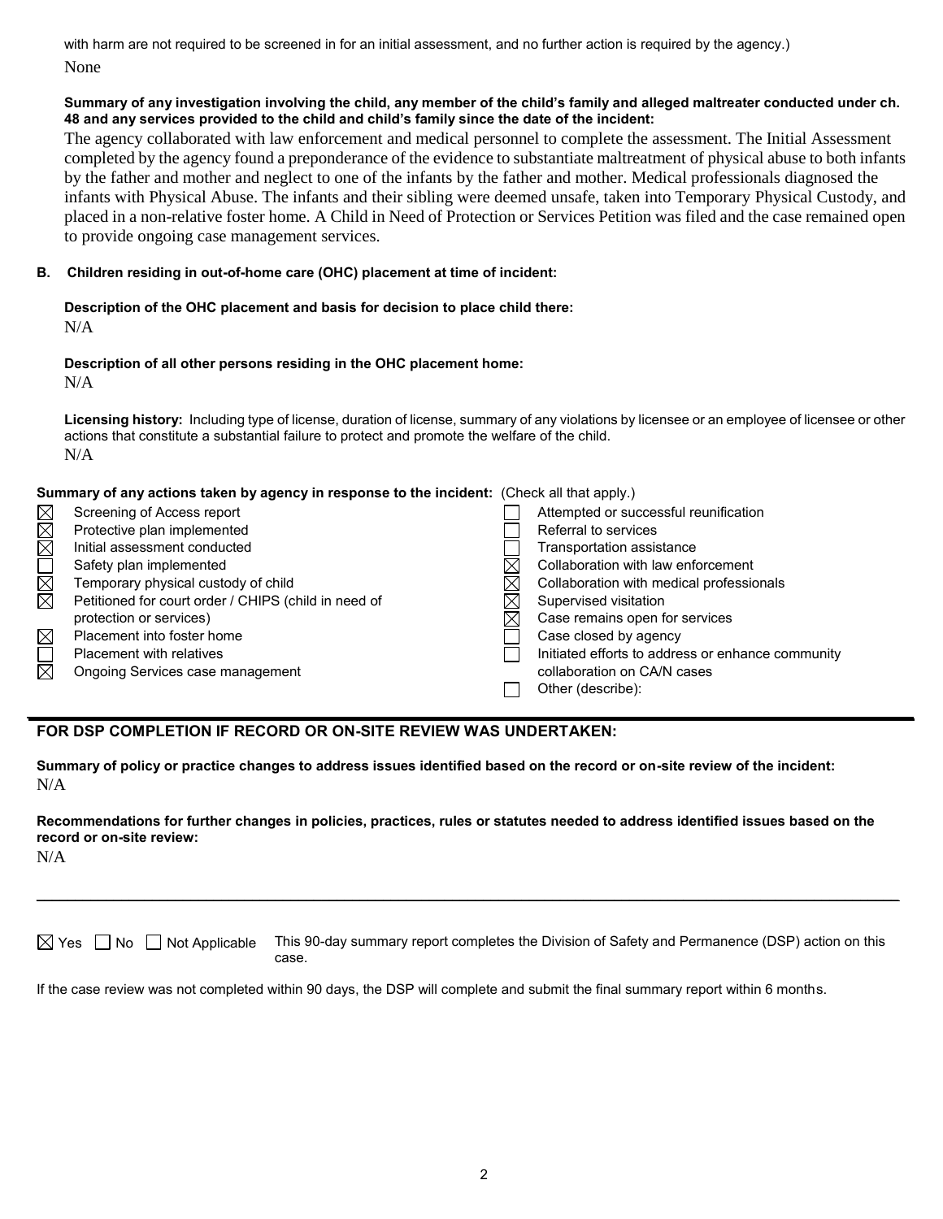with harm are not required to be screened in for an initial assessment, and no further action is required by the agency.)

None

**Summary of any investigation involving the child, any member of the child's family and alleged maltreater conducted under ch. 48 and any services provided to the child and child's family since the date of the incident:**

The agency collaborated with law enforcement and medical personnel to complete the assessment. The Initial Assessment completed by the agency found a preponderance of the evidence to substantiate maltreatment of physical abuse to both infants by the father and mother and neglect to one of the infants by the father and mother. Medical professionals diagnosed the infants with Physical Abuse. The infants and their sibling were deemed unsafe, taken into Temporary Physical Custody, and placed in a non-relative foster home. A Child in Need of Protection or Services Petition was filed and the case remained open to provide ongoing case management services.

**B. Children residing in out-of-home care (OHC) placement at time of incident:**

**Description of the OHC placement and basis for decision to place child there:**

N/A

**Description of all other persons residing in the OHC placement home:**

N/A

**Licensing history:** Including type of license, duration of license, summary of any violations by licensee or an employee of licensee or other actions that constitute a substantial failure to protect and promote the welfare of the child.

N/A

**Summary of any actions taken by agency in response to the incident:** (Check all that apply.)

- ☒ Screening of Access report
- ☒ Protective plan implemented
- ☒ Initial assessment conducted
- ☐ Safety plan implemented
- ☒ Temporary physical custody of child
- ☒ Petitioned for court order / CHIPS (child in need of protection or services)
- ☒ Placement into foster home
- ☐ Placement with relatives
- ☒ Ongoing Services case management
- ☐ Attempted or successful reunification
- ☐ Referral to services
- ☐ Transportation assistance
- ☒ Collaboration with law enforcement
- ☒ Collaboration with medical professionals
- ☒ Supervised visitation
- ☒ Case remains open for services
- ☐ Case closed by agency
- ☐ Initiated efforts to address or enhance community collaboration on CA/N cases
- ☐ Other (describe):

---

## FOR DSP COMPLETION IF RECORD OR ON-SITE REVIEW WAS UNDERTAKEN:

**Summary of policy or practice changes to address issues identified based on the record or on-site review of the incident:**

N/A

**Recommendations for further changes in policies, practices, rules or statutes needed to address identified issues based on the record or on-site review:**

N/A

---

☒ Yes ☐ No ☐ Not Applicable This 90-day summary report completes the Division of Safety and Permanence (DSP) action on this case.

If the case review was not completed within 90 days, the DSP will complete and submit the final summary report within 6 months.